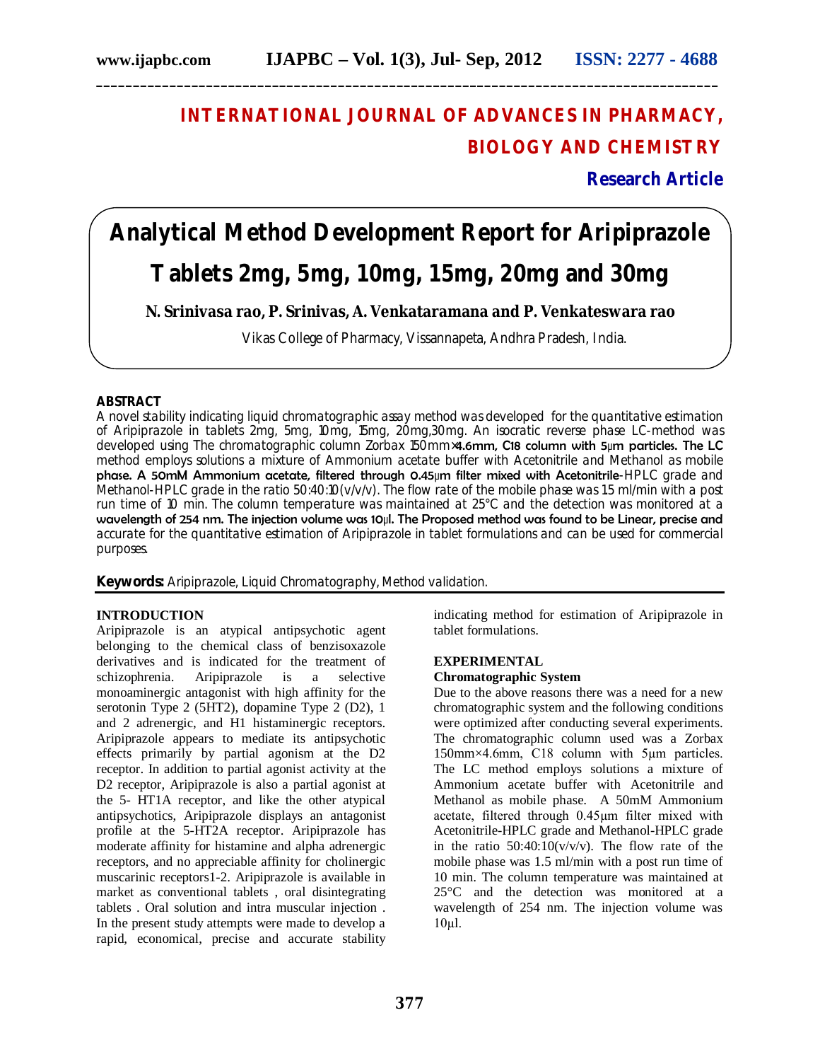# INTERNATIONAL JOURNAL OF ADVANCES IN PHARMACY, BIOLOGY AND CHEMISTRY

**Research Article**

# Analytical Method Development Report for Aripiprazole Tablets 2mg, 5mg, 10mg, 15mg, 20mg and 30mg

**N. Srinivasa rao, P. Srinivas, A. Venkataramana and P. Venkateswara rao**

Vikas College of Pharmacy, Vissannapeta, Andhra Pradesh, India.

## ABSTRACT

A novel stability indicating liquid chromatographic assay method was developed for the quantitative estimation of Aripiprazole in tablets 2mg, 5mg, 10mg, 15mg, 20mg,30mg. An isocratic reverse phase LC-method was developed using The chromatographic column Zorbax 150mm×4.6mm, C18 column with 5µm particles. The LC method employs solutions a mixture of Ammonium acetate buffer with Acetonitrile and Methanol as mobile phase. A 50mM Ammonium acetate, filtered through 0.45µm filter mixed with Acetonitrile-HPLC grade and Methanol-HPLC grade in the ratio 50:40:10(v/v/v). The flow rate of the mobile phase was 15 ml/min with a post run time of 10 min. The column temperature was maintained at 25°C and the detection was monitored at a wavelength of 254 nm. The injection volume was 10µl. The Proposed method was found to be Linear, precise and accurate for the quantitative estimation of Aripiprazole in tablet formulations and can be used for commercial purposes.

**Keywords:** Aripiprazole, Liquid Chromatography, Method validation.

## INTRODUCTION

Aripiprazole is an atypical antipsychotic agent belonging to the chemical class of benzisoxazole derivatives and is indicated for the treatment of schizophrenia. Aripiprazole is a selective monoaminergic antagonist with high affinity for the serotonin Type 2 (5HT2), dopamine Type 2 (D2), 1 and 2 adrenergic, and H1 histaminergic receptors. Aripiprazole appears to mediate its antipsychotic effects primarily by partial agonism at the D2 receptor. In addition to partial agonist activity at the D2 receptor, Aripiprazole is also a partial agonist at the 5- HT1A receptor, and like the other atypical antipsychotics, Aripiprazole displays an antagonist profile at the 5-HT2A receptor. Aripiprazole has moderate affinity for histamine and alpha adrenergic receptors, and no appreciable affinity for cholinergic muscarinic receptors[1-2]. Aripiprazole is available in market as conventional tablets , oral disintegrating tablets . Oral solution and intra muscular injection . In the present study attempts were made to develop a rapid, economical, precise and accurate stability indicating method for estimation of Aripiprazole in tablet formulations.

## EXPERIMENTAL

### Chromatographic System

Due to the above reasons there was a need for a new chromatographic system and the following conditions were optimized after conducting several experiments. The chromatographic column used was a Zorbax 150mm×4.6mm, C18 column with 5µm particles. The LC method employs solutions a mixture of Ammonium acetate buffer with Acetonitrile and Methanol as mobile phase. A 50mM Ammonium acetate, filtered through 0.45µm filter mixed with Acetonitrile-HPLC grade and Methanol-HPLC grade in the ratio 50:40:10(v/v/v). The flow rate of the mobile phase was 1.5 ml/min with a post run time of 10 min. The column temperature was maintained at 25°C and the detection was monitored at a wavelength of 254 nm. The injection volume was 10µl.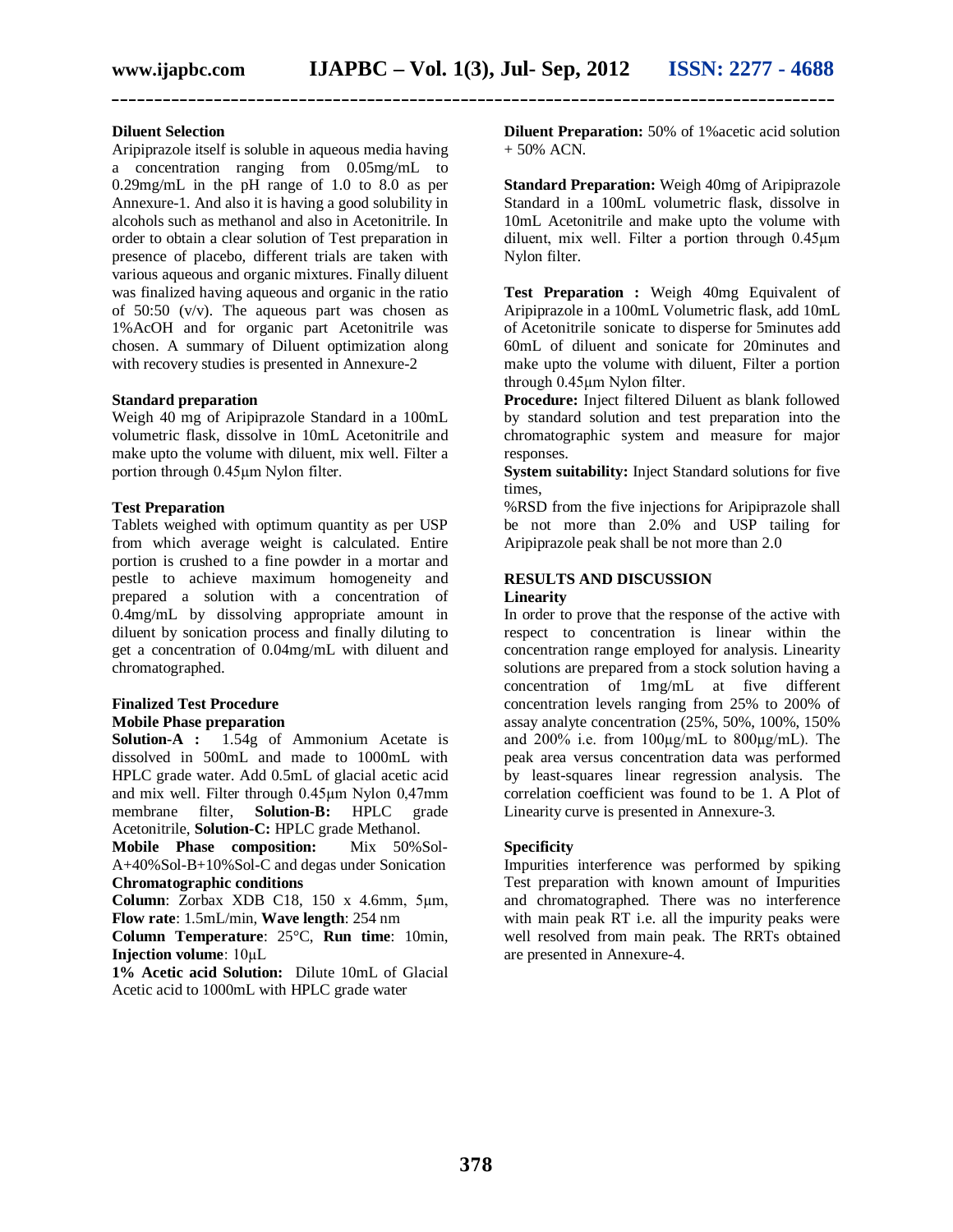### Diluent Selection

Aripiprazole itself is soluble in aqueous media having a concentration ranging from 0.05mg/mL to 0.29mg/mL in the pH range of 1.0 to 8.0 as per Annexure-1. And also it is having a good solubility in alcohols such as methanol and also in Acetonitrile. In order to obtain a clear solution of Test preparation in presence of placebo, different trials are taken with various aqueous and organic mixtures. Finally diluent was finalized having aqueous and organic in the ratio of 50:50 (v/v). The aqueous part was chosen as 1%AcOH and for organic part Acetonitrile was chosen. A summary of Diluent optimization along with recovery studies is presented in Annexure-2

### Standard preparation

Weigh 40 mg of Aripiprazole Standard in a 100mL volumetric flask, dissolve in 10mL Acetonitrile and make upto the volume with diluent, mix well. Filter a portion through 0.45µm Nylon filter.

### Test Preparation

Tablets weighed with optimum quantity as per USP from which average weight is calculated. Entire portion is crushed to a fine powder in a mortar and pestle to achieve maximum homogeneity and prepared a solution with a concentration of 0.4mg/mL by dissolving appropriate amount in diluent by sonication process and finally diluting to get a concentration of 0.04mg/mL with diluent and chromatographed.

### Finalized Test Procedure

**Mobile Phase preparation**

**Solution-A :** 1.54g of Ammonium Acetate is dissolved in 500mL and made to 1000mL with HPLC grade water. Add 0.5mL of glacial acetic acid and mix well. Filter through 0.45µm Nylon 0,47mm membrane filter, **Solution-B:** HPLC grade Acetonitrile, **Solution-C:** HPLC grade Methanol.

**Mobile Phase composition:** Mix 50%Sol-A+40%Sol-B+10%Sol-C and degas under Sonication

**Chromatographic conditions**

**Column**: Zorbax XDB C18, 150 x 4.6mm, 5µm, **Flow rate**: 1.5mL/min, **Wave length**: 254 nm

**Column Temperature**: 25°C, **Run time**: 10min, **Injection volume**: 10µL

**1% Acetic acid Solution:** Dilute 10mL of Glacial Acetic acid to 1000mL with HPLC grade water

**Diluent Preparation:** 50% of 1%acetic acid solution + 50% ACN.

**Standard Preparation:** Weigh 40mg of Aripiprazole Standard in a 100mL volumetric flask, dissolve in 10mL Acetonitrile and make upto the volume with diluent, mix well. Filter a portion through 0.45µm Nylon filter.

**Test Preparation :** Weigh 40mg Equivalent of Aripiprazole in a 100mL Volumetric flask, add 10mL of Acetonitrile sonicate to disperse for 5minutes add 60mL of diluent and sonicate for 20minutes and make upto the volume with diluent, Filter a portion through 0.45µm Nylon filter.

**Procedure:** Inject filtered Diluent as blank followed by standard solution and test preparation into the chromatographic system and measure for major responses.

**System suitability:** Inject Standard solutions for five times,

%RSD from the five injections for Aripiprazole shall be not more than 2.0% and USP tailing for Aripiprazole peak shall be not more than 2.0

## RESULTS AND DISCUSSION

### Linearity

In order to prove that the response of the active with respect to concentration is linear within the concentration range employed for analysis. Linearity solutions are prepared from a stock solution having a concentration of 1mg/mL at five different concentration levels ranging from 25% to 200% of assay analyte concentration (25%, 50%, 100%, 150% and 200% i.e. from 100µg/mL to 800µg/mL). The peak area versus concentration data was performed by least-squares linear regression analysis. The correlation coefficient was found to be 1. A Plot of Linearity curve is presented in Annexure-3.

### Specificity

Impurities interference was performed by spiking Test preparation with known amount of Impurities and chromatographed. There was no interference with main peak RT i.e. all the impurity peaks were well resolved from main peak. The RRTs obtained are presented in Annexure-4.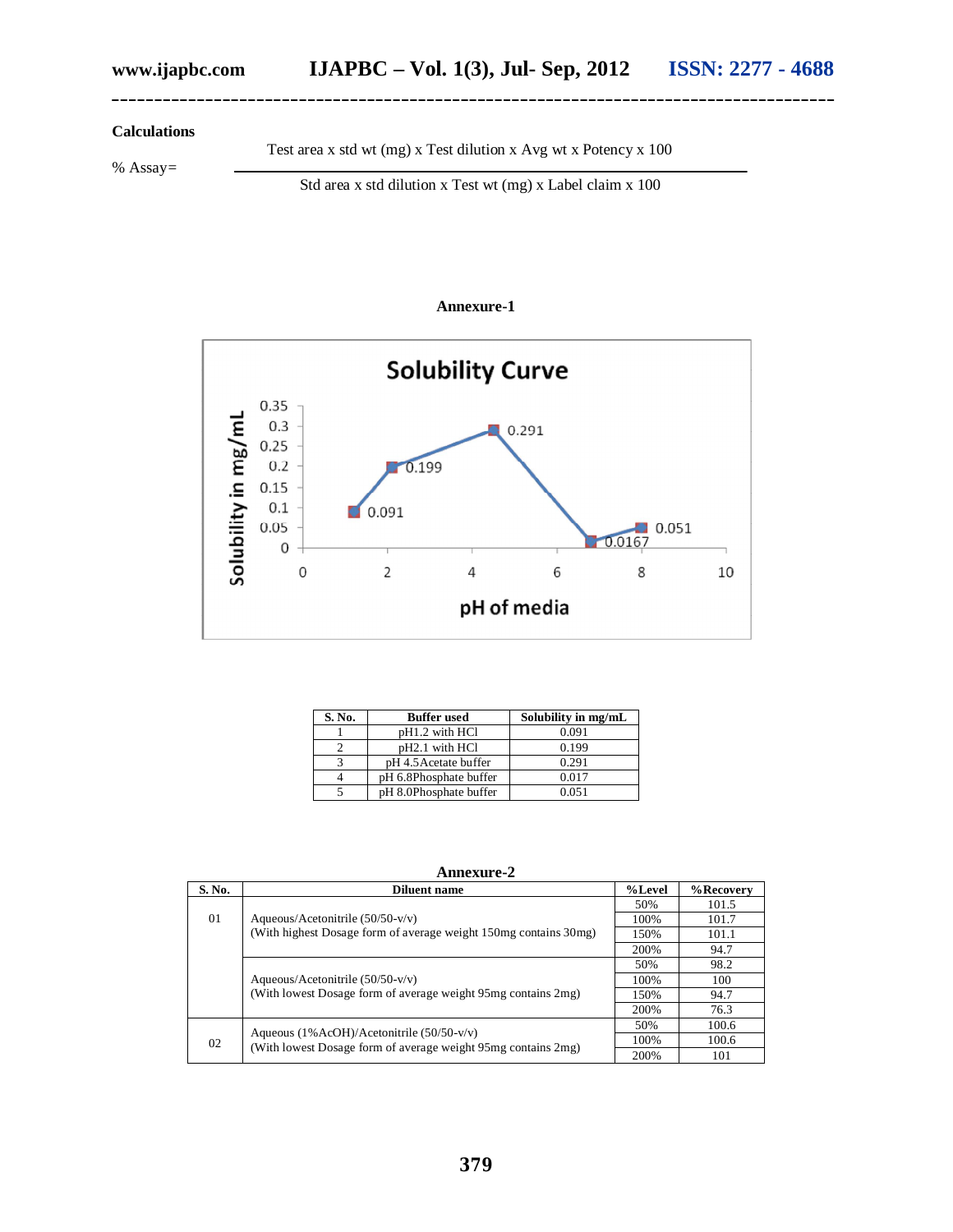**Calculations**

$$\% \text{ Assay} = \frac{\text{Test area} \times \text{std wt (mg)} \times \text{Test dilution} \times \text{Avg wt} \times \text{Potency} \times 100}{\text{Std area} \times \text{std dilution} \times \text{Test wt (mg)} \times \text{Label claim} \times 100}$$

**Annexure-1**

| S. No. | Buffer used | Solubility in mg/mL |
|---|---|---|
| 1 | pH1.2 with HCl | 0.091 |
| 2 | pH2.1 with HCl | 0.199 |
| 3 | pH 4.5Acetate buffer | 0.291 |
| 4 | pH 6.8Phosphate buffer | 0.017 |
| 5 | pH 8.0Phosphate buffer | 0.051 |

**Annexure-2**

| S. No. | Diluent name | %Level | %Recovery |
|---|---|---|---|
| 01 | Aqueous/Acetonitrile (50/50-v/v) (With highest Dosage form of average weight 150mg contains 30mg) | 50% | 101.5 |
| | | 100% | 101.7 |
| | | 150% | 101.1 |
| | | 200% | 94.7 |
| | Aqueous/Acetonitrile (50/50-v/v) (With lowest Dosage form of average weight 95mg contains 2mg) | 50% | 98.2 |
| | | 100% | 100 |
| | | 150% | 94.7 |
| | | 200% | 76.3 |
| 02 | Aqueous (1%AcOH)/Acetonitrile (50/50-v/v) (With lowest Dosage form of average weight 95mg contains 2mg) | 50% | 100.6 |
| | | 100% | 100.6 |
| | | 200% | 101 |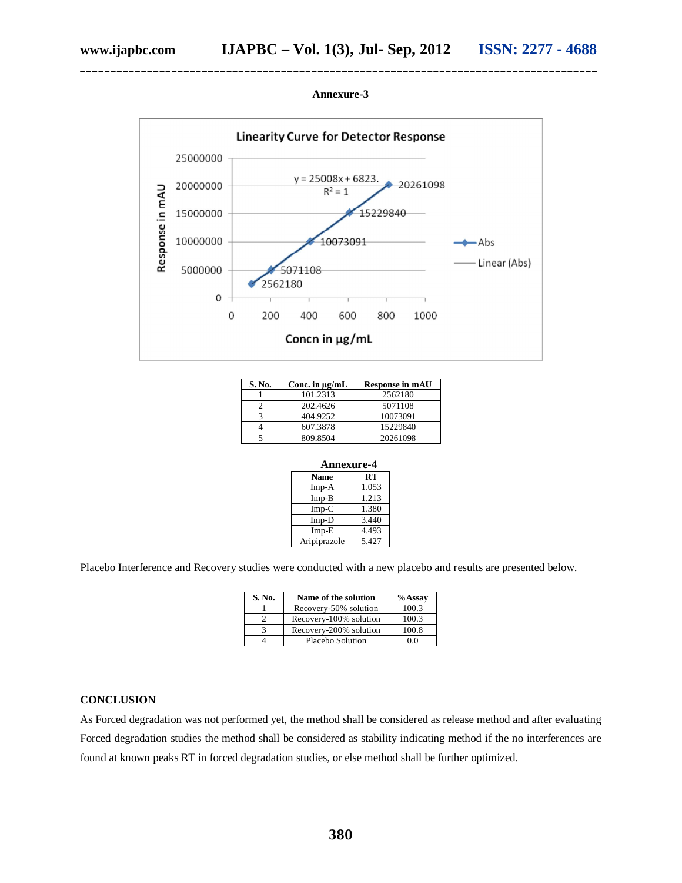**Annexure-3**

Linearity Curve for Detector Response

y = 25008x + 6823.
$R^2 = 1$

20261098
15229840
10073091
5071108
2562180

Response in mAU

25000000
20000000
15000000
10000000
5000000
0

0 200 400 600 800 1000

Concn in µg/mL

Abs
Linear (Abs)

| S. No. | Conc. in µg/mL | Response in mAU |
|---|---|---|
| 1 | 101.2313 | 2562180 |
| 2 | 202.4626 | 5071108 |
| 3 | 404.9252 | 10073091 |
| 4 | 607.3878 | 15229840 |
| 5 | 809.8504 | 20261098 |

**Annexure-4**

| Name | RT |
|---|---|
| Imp-A | 1.053 |
| Imp-B | 1.213 |
| Imp-C | 1.380 |
| Imp-D | 3.440 |
| Imp-E | 4.493 |
| Aripiprazole | 5.427 |

Placebo Interference and Recovery studies were conducted with a new placebo and results are presented below.

| S. No. | Name of the solution | %Assay |
|---|---|---|
| 1 | Recovery-50% solution | 100.3 |
| 2 | Recovery-100% solution | 100.3 |
| 3 | Recovery-200% solution | 100.8 |
| 4 | Placebo Solution | 0.0 |

## CONCLUSION

As Forced degradation was not performed yet, the method shall be considered as release method and after evaluating Forced degradation studies the method shall be considered as stability indicating method if the no interferences are found at known peaks RT in forced degradation studies, or else method shall be further optimized.